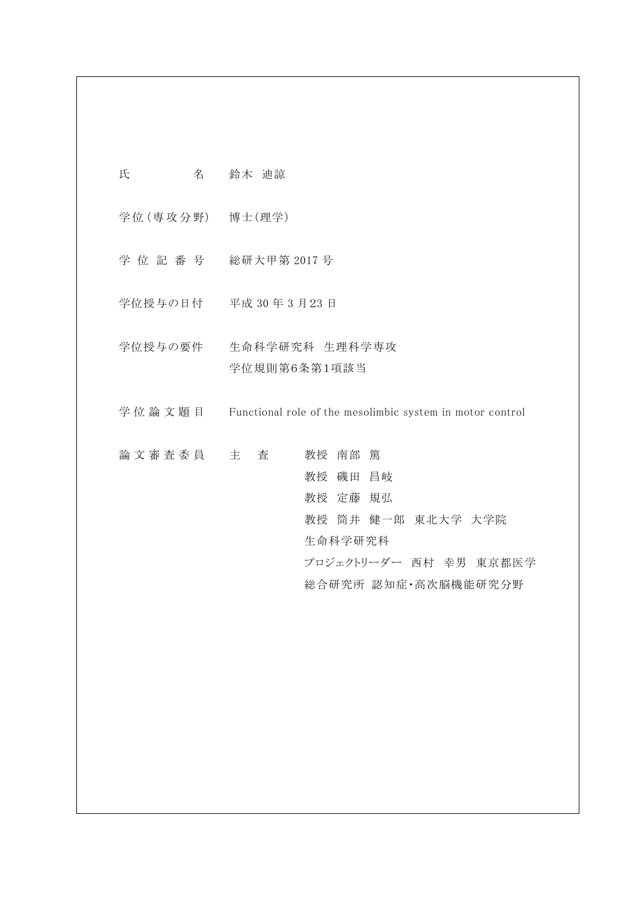| | | |
|---|---|---|
| 氏　　　　名 | 鈴木 迪諒 | |
| 学位（専攻分野） | 博士（理学） | |
| 学 位 記 番 号 | 総研大甲第 2017 号 | |
| 学位授与の日付 | 平成 30 年 3 月23 日 | |
| 学位授与の要件 | 生命科学研究科　生理科学専攻<br>学位規則第6条第1項該当 | |
| 学 位 論 文 題 目 | Functional role of the mesolimbic system in motor control | |
| 論 文 審 査 委 員 | 主　査 | 教授　南部　篤 |
| | | 教授　磯田　昌岐 |
| | | 教授　定藤　規弘 |
| | | 教授　筒井　健一郎　東北大学　大学院<br>生命科学研究科 |
| | | プロジェクトリーダー　西村　幸男　東京都医学<br>総合研究所 認知症・高次脳機能研究分野 |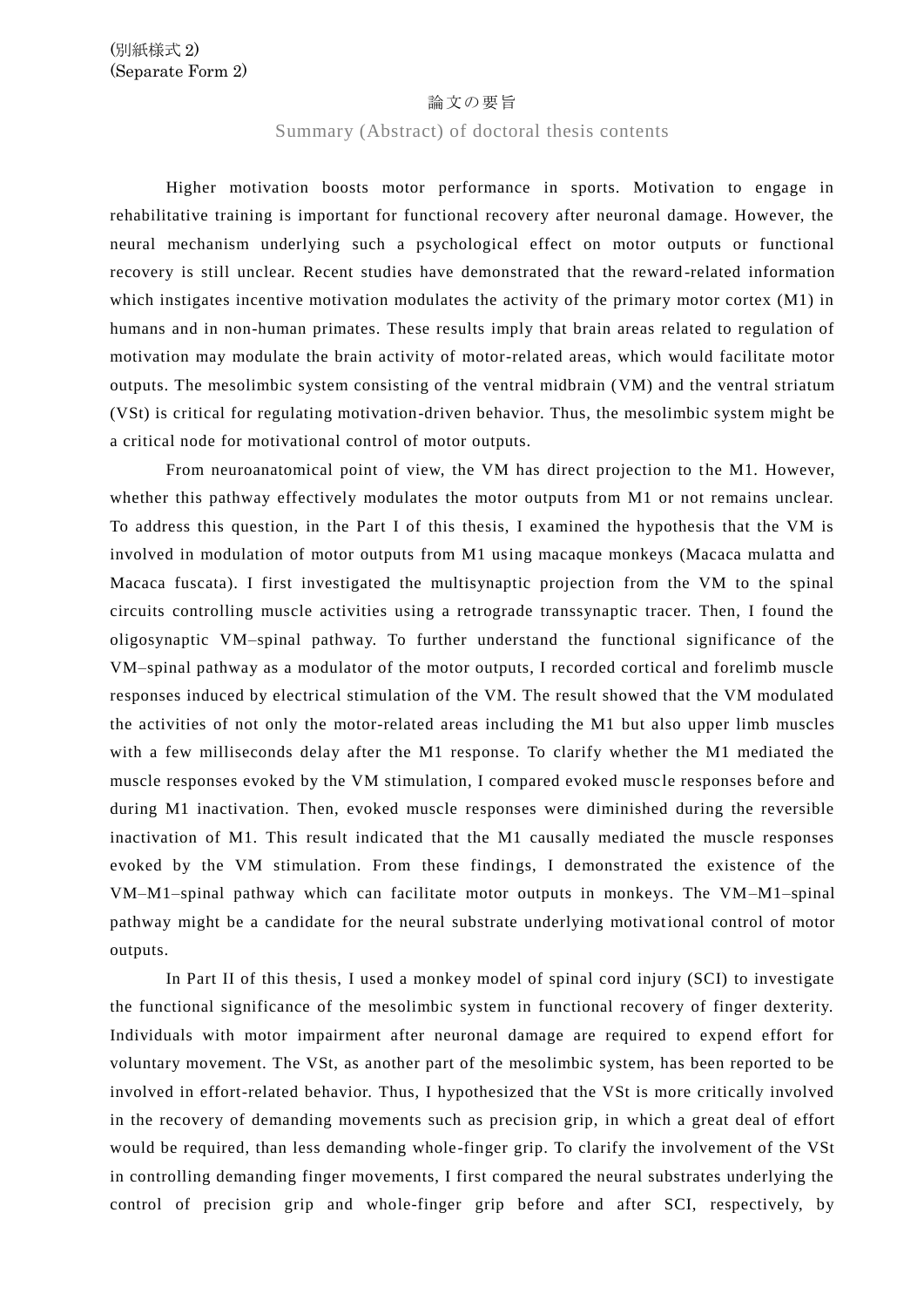(別紙様式 2)
(Separate Form 2)

# 論文の要旨

## Summary (Abstract) of doctoral thesis contents

Higher motivation boosts motor performance in sports. Motivation to engage in rehabilitative training is important for functional recovery after neuronal damage. However, the neural mechanism underlying such a psychological effect on motor outputs or functional recovery is still unclear. Recent studies have demonstrated that the reward-related information which instigates incentive motivation modulates the activity of the primary motor cortex (M1) in humans and in non-human primates. These results imply that brain areas related to regulation of motivation may modulate the brain activity of motor-related areas, which would facilitate motor outputs. The mesolimbic system consisting of the ventral midbrain (VM) and the ventral striatum (VSt) is critical for regulating motivation-driven behavior. Thus, the mesolimbic system might be a critical node for motivational control of motor outputs.

From neuroanatomical point of view, the VM has direct projection to the M1. However, whether this pathway effectively modulates the motor outputs from M1 or not remains unclear. To address this question, in the Part I of this thesis, I examined the hypothesis that the VM is involved in modulation of motor outputs from M1 using macaque monkeys (Macaca mulatta and Macaca fuscata). I first investigated the multisynaptic projection from the VM to the spinal circuits controlling muscle activities using a retrograde transsynaptic tracer. Then, I found the oligosynaptic VM–spinal pathway. To further understand the functional significance of the VM–spinal pathway as a modulator of the motor outputs, I recorded cortical and forelimb muscle responses induced by electrical stimulation of the VM. The result showed that the VM modulated the activities of not only the motor-related areas including the M1 but also upper limb muscles with a few milliseconds delay after the M1 response. To clarify whether the M1 mediated the muscle responses evoked by the VM stimulation, I compared evoked muscle responses before and during M1 inactivation. Then, evoked muscle responses were diminished during the reversible inactivation of M1. This result indicated that the M1 causally mediated the muscle responses evoked by the VM stimulation. From these findings, I demonstrated the existence of the VM–M1–spinal pathway which can facilitate motor outputs in monkeys. The VM–M1–spinal pathway might be a candidate for the neural substrate underlying motivational control of motor outputs.

In Part II of this thesis, I used a monkey model of spinal cord injury (SCI) to investigate the functional significance of the mesolimbic system in functional recovery of finger dexterity. Individuals with motor impairment after neuronal damage are required to expend effort for voluntary movement. The VSt, as another part of the mesolimbic system, has been reported to be involved in effort-related behavior. Thus, I hypothesized that the VSt is more critically involved in the recovery of demanding movements such as precision grip, in which a great deal of effort would be required, than less demanding whole-finger grip. To clarify the involvement of the VSt in controlling demanding finger movements, I first compared the neural substrates underlying the control of precision grip and whole-finger grip before and after SCI, respectively, by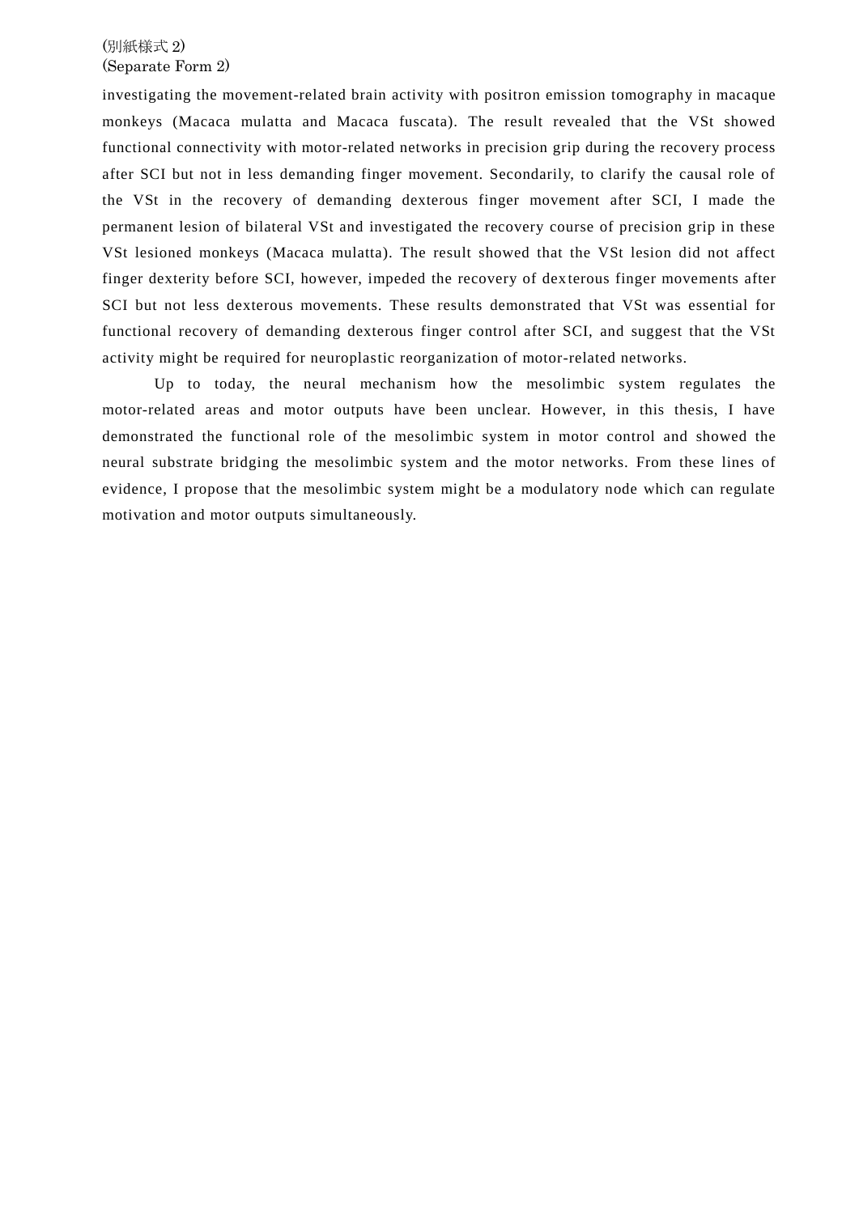investigating the movement-related brain activity with positron emission tomography in macaque monkeys (Macaca mulatta and Macaca fuscata). The result revealed that the VSt showed functional connectivity with motor-related networks in precision grip during the recovery process after SCI but not in less demanding finger movement. Secondarily, to clarify the causal role of the VSt in the recovery of demanding dexterous finger movement after SCI, I made the permanent lesion of bilateral VSt and investigated the recovery course of precision grip in these VSt lesioned monkeys (Macaca mulatta). The result showed that the VSt lesion did not affect finger dexterity before SCI, however, impeded the recovery of dexterous finger movements after SCI but not less dexterous movements. These results demonstrated that VSt was essential for functional recovery of demanding dexterous finger control after SCI, and suggest that the VSt activity might be required for neuroplastic reorganization of motor-related networks.

Up to today, the neural mechanism how the mesolimbic system regulates the motor-related areas and motor outputs have been unclear. However, in this thesis, I have demonstrated the functional role of the mesolimbic system in motor control and showed the neural substrate bridging the mesolimbic system and the motor networks. From these lines of evidence, I propose that the mesolimbic system might be a modulatory node which can regulate motivation and motor outputs simultaneously.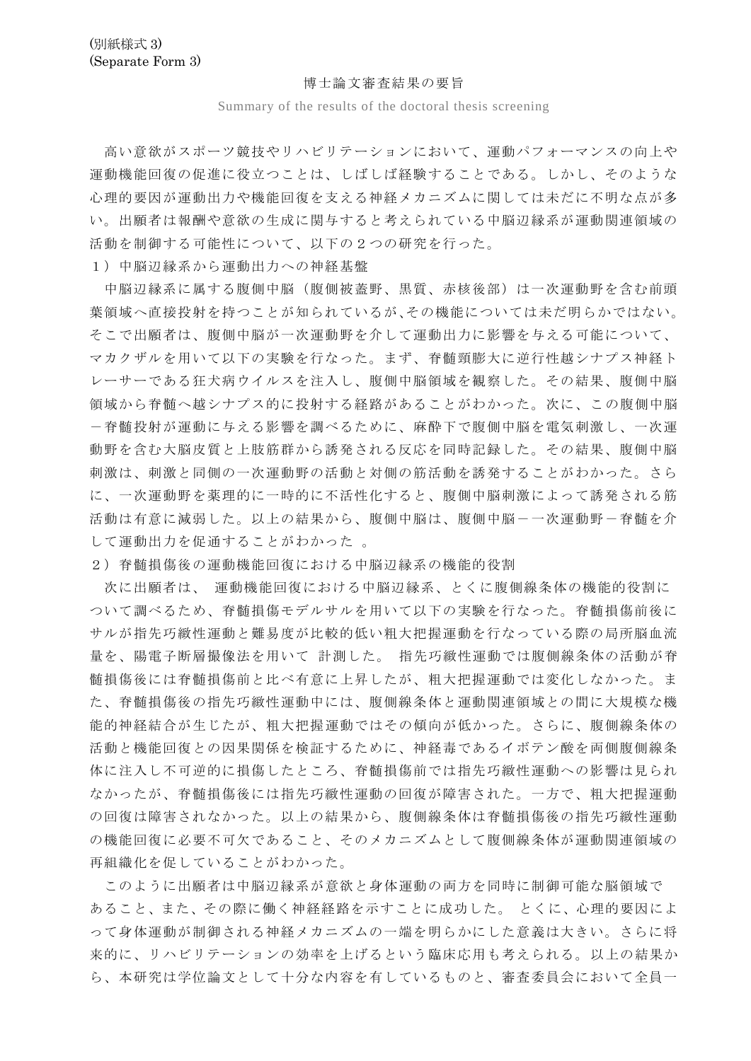(別紙様式 3)
(Separate Form 3)

# 博士論文審査結果の要旨

Summary of the results of the doctoral thesis screening

高い意欲がスポーツ競技やリハビリテーションにおいて、運動パフォーマンスの向上や運動機能回復の促進に役立つことは、しばしば経験することである。しかし、そのような心理的要因が運動出力や機能回復を支える神経メカニズムに関しては未だに不明な点が多い。出願者は報酬や意欲の生成に関与すると考えられている中脳辺縁系が運動関連領域の活動を制御する可能性について、以下の２つの研究を行った。

１）中脳辺縁系から運動出力への神経基盤

中脳辺縁系に属する腹側中脳（腹側被蓋野、黒質、赤核後部）は一次運動野を含む前頭葉領域へ直接投射を持つことが知られているが､その機能については未だ明らかではない。そこで出願者は、腹側中脳が一次運動野を介して運動出力に影響を与える可能について、マカクザルを用いて以下の実験を行なった。まず、脊髄頸膨大に逆行性越シナプス神経トレーサーである狂犬病ウイルスを注入し、腹側中脳領域を観察した。その結果、腹側中脳領域から脊髄へ越シナプス的に投射する経路があることがわかった。次に、この腹側中脳－脊髄投射が運動に与える影響を調べるために、麻酔下で腹側中脳を電気刺激し、一次運動野を含む大脳皮質と上肢筋群から誘発される反応を同時記録した。その結果、腹側中脳刺激は、刺激と同側の一次運動野の活動と対側の筋活動を誘発することがわかった。さらに、一次運動野を薬理的に一時的に不活性化すると、腹側中脳刺激によって誘発される筋活動は有意に減弱した。以上の結果から、腹側中脳は、腹側中脳－一次運動野－脊髄を介して運動出力を促通することがわかった 。

２）脊髄損傷後の運動機能回復における中脳辺縁系の機能的役割

次に出願者は、 運動機能回復における中脳辺縁系、とくに腹側線条体の機能的役割について調べるため、脊髄損傷モデルサルを用いて以下の実験を行なった。脊髄損傷前後にサルが指先巧緻性運動と難易度が比較的低い粗大把握運動を行なっている際の局所脳血流量を、陽電子断層撮像法を用いて 計測した。 指先巧緻性運動では腹側線条体の活動が脊髄損傷後には脊髄損傷前と比べ有意に上昇したが、粗大把握運動では変化しなかった。また、脊髄損傷後の指先巧緻性運動中には、腹側線条体と運動関連領域との間に大規模な機能的神経結合が生じたが、粗大把握運動ではその傾向が低かった。さらに、腹側線条体の活動と機能回復との因果関係を検証するために、神経毒であるイボテン酸を両側腹側線条体に注入し不可逆的に損傷したところ、脊髄損傷前では指先巧緻性運動への影響は見られなかったが、脊髄損傷後には指先巧緻性運動の回復が障害された。一方で、粗大把握運動の回復は障害されなかった。以上の結果から、腹側線条体は脊髄損傷後の指先巧緻性運動の機能回復に必要不可欠であること、そのメカニズムとして腹側線条体が運動関連領域の再組織化を促していることがわかった。

このように出願者は中脳辺縁系が意欲と身体運動の両方を同時に制御可能な脳領域であること、また、その際に働く神経経路を示すことに成功した。 とくに、心理的要因によって身体運動が制御される神経メカニズムの一端を明らかにした意義は大きい。さらに将来的に、リハビリテーションの効率を上げるという臨床応用も考えられる。以上の結果から、本研究は学位論文として十分な内容を有しているものと、審査委員会において全員一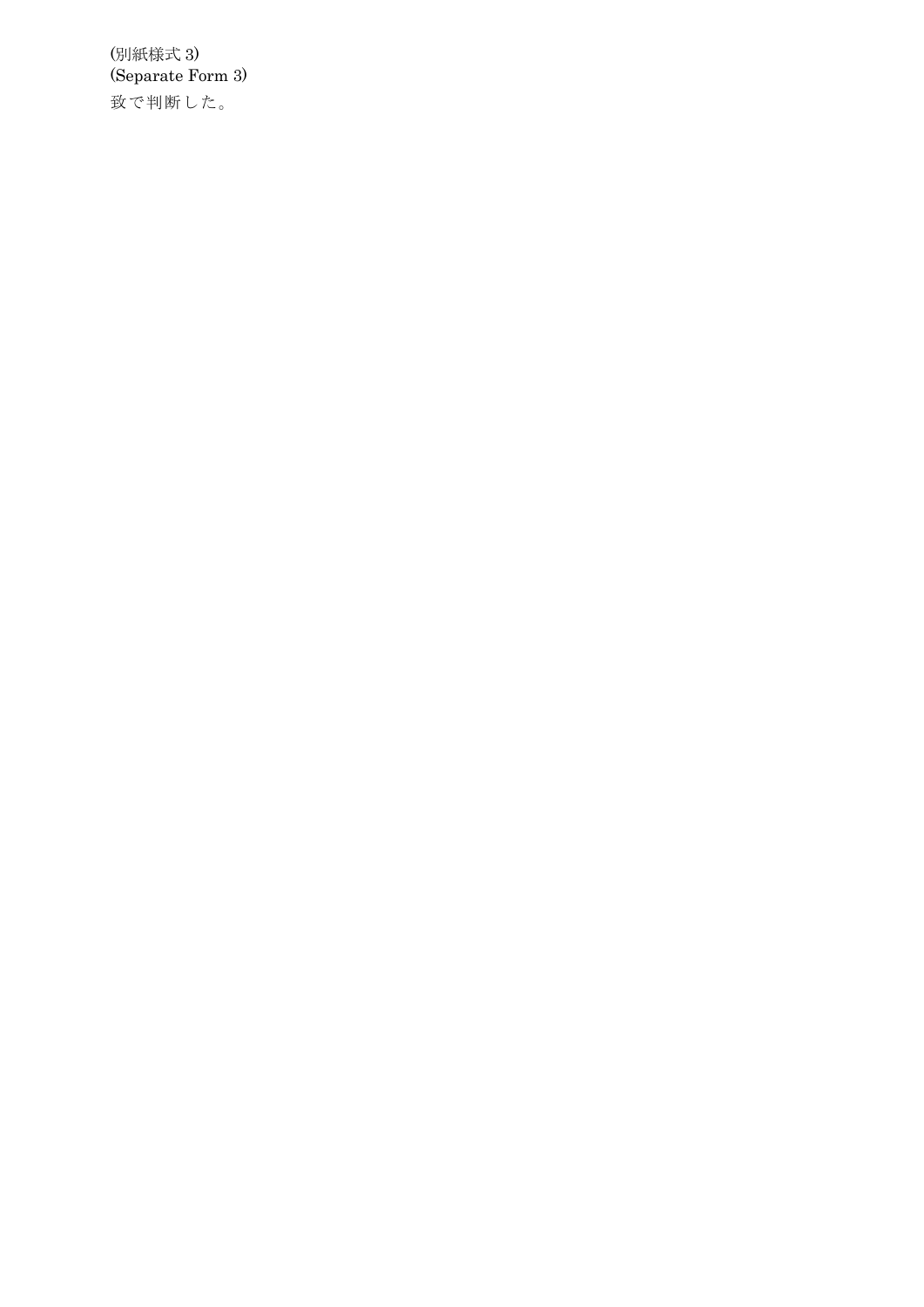致で判断した。